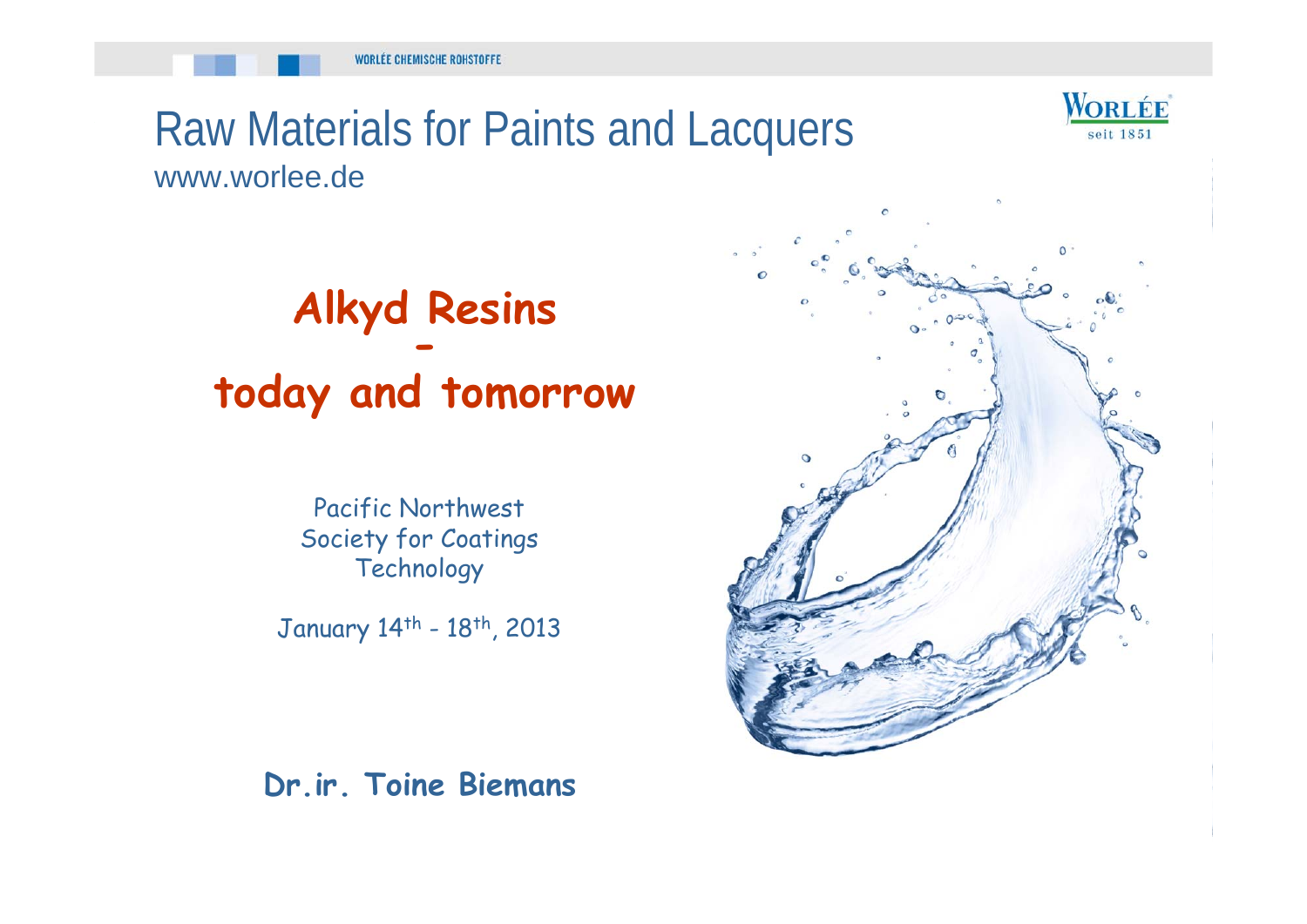# Raw Materials for Paints and Lacquers

www.worlee.de

## Alkyd Resins
## -
## today and tomorrow

Pacific Northwest
Society for Coatings
Technology

January 14th - 18th, 2013

**Dr.ir. Toine Biemans**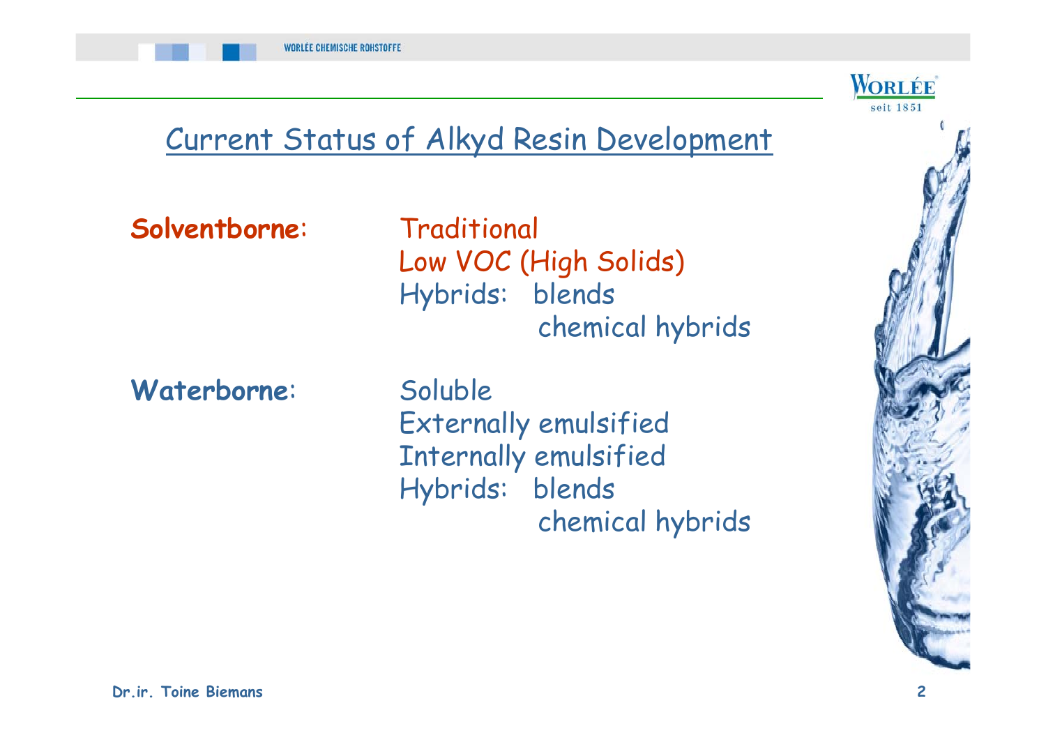# Current Status of Alkyd Resin Development

**Solventborne**:

- Traditional
- Low VOC (High Solids)
- Hybrids:
  - blends
  - chemical hybrids

**Waterborne**:

- Soluble
- Externally emulsified
- Internally emulsified
- Hybrids:
  - blends
  - chemical hybrids

Dr.ir. Toine Biemans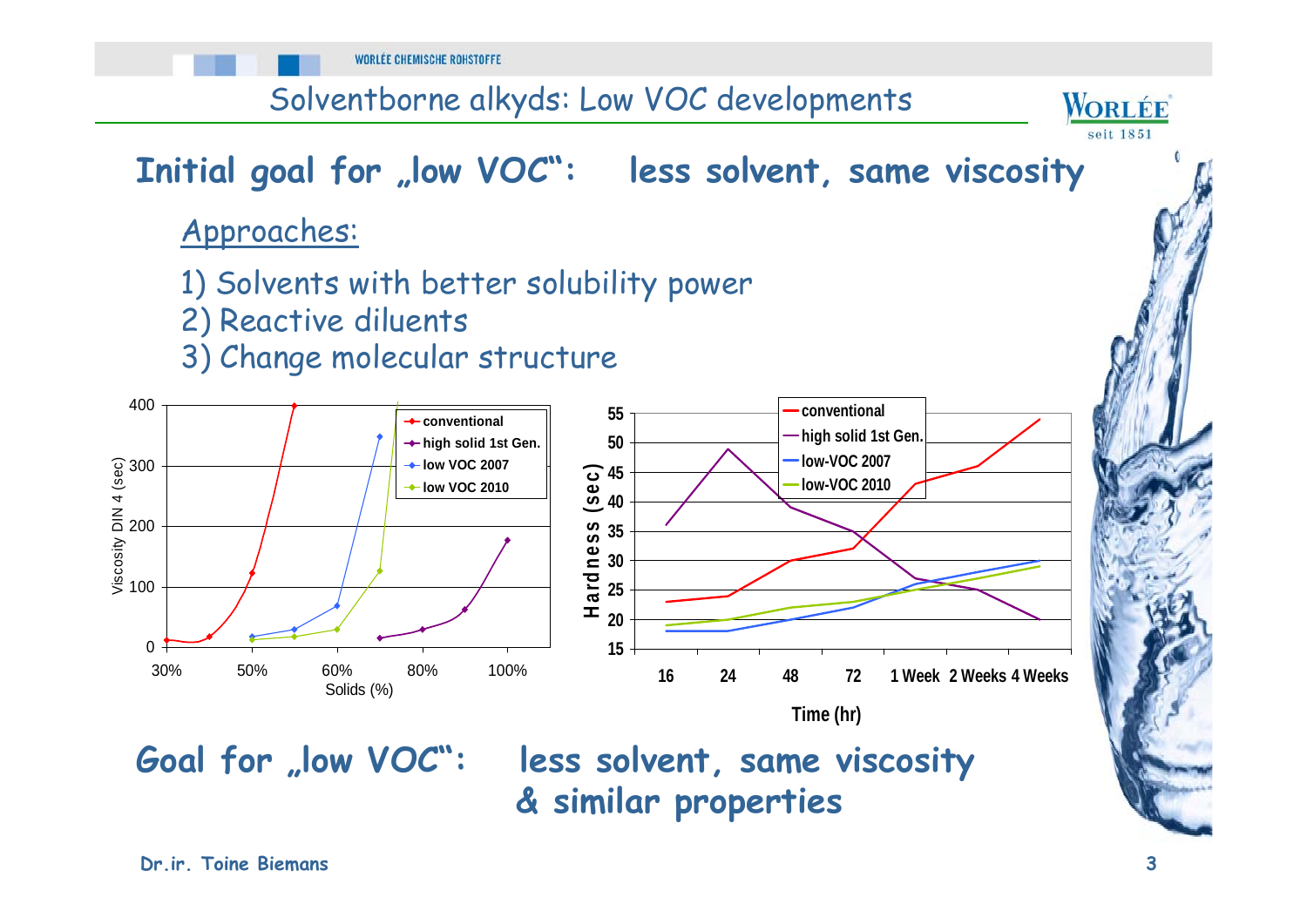# Solventborne alkyds: Low VOC developments

## Initial goal for „low VOC": less solvent, same viscosity

Approaches:

1) Solvents with better solubility power
2) Reactive diluents
3) Change molecular structure

## Goal for „low VOC": less solvent, same viscosity & similar properties

Dr.ir. Toine Biemans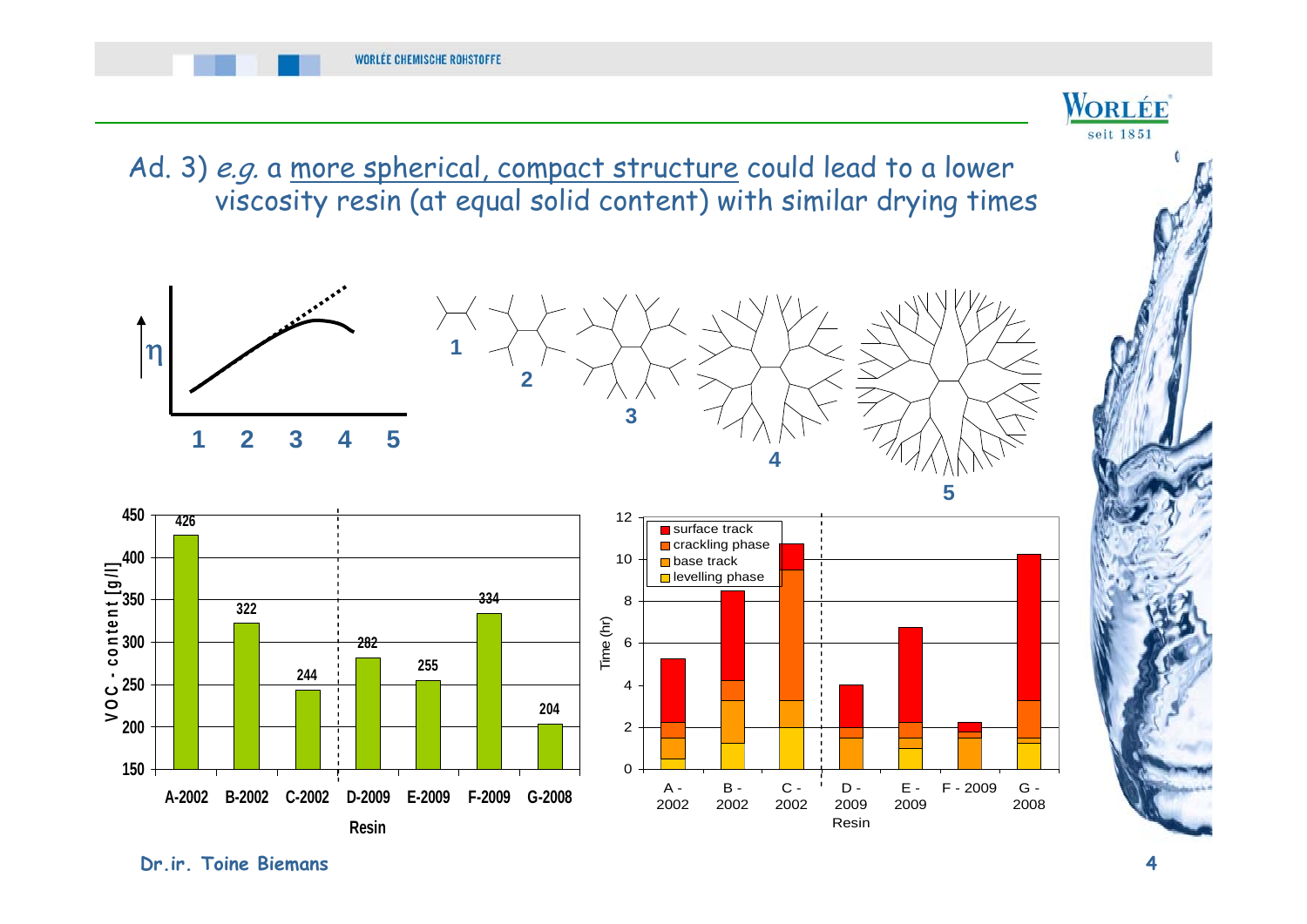Ad. 3) *e.g.* a more spherical, compact structure could lead to a lower viscosity resin (at equal solid content) with similar drying times

η

1 2 3 4 5

| Resin | VOC - content [g/l] |
|---|---|
| A-2002 | 426 |
| B-2002 | 322 |
| C-2002 | 244 |
| D-2009 | 282 |
| E-2009 | 255 |
| F-2009 | 334 |
| G-2008 | 204 |

Time (hr) — surface track, crackling phase, base track, levelling phase

Resin: A - 2002, B - 2002, C - 2002, D - 2009, E - 2009, F - 2009, G - 2008

Dr.ir. Toine Biemans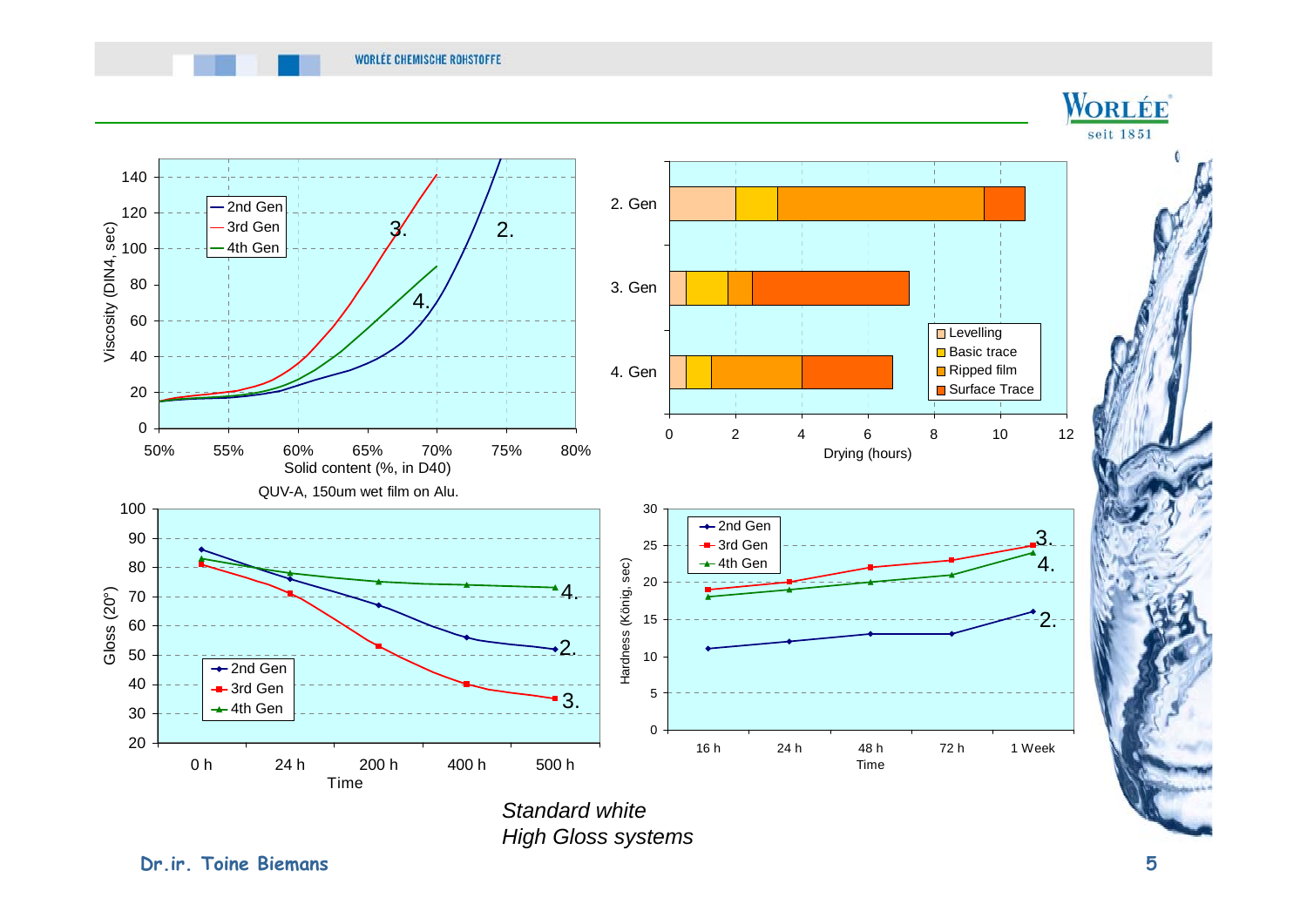Viscosity (DIN4, sec) vs. Solid content (%, in D40)

Drying (hours): Levelling, Basic trace, Ripped film, Surface Trace

QUV-A, 150um wet film on Alu.

Gloss (20°) vs. Time

Hardness (König, sec) vs. Time

*Standard white*
*High Gloss systems*

Dr.ir. Toine Biemans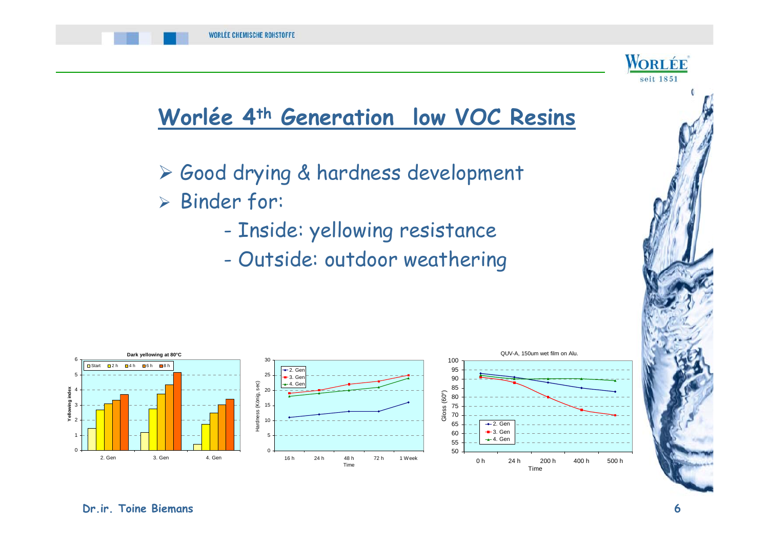# Worlée 4th Generation low VOC Resins

- Good drying & hardness development
- Binder for:
  - Inside: yellowing resistance
  - Outside: outdoor weathering

Dark yellowing at 80°C

| | Start | 2 h | 4 h | 6 h | 8 h |
|---|---|---|---|---|---|
| 2. Gen | 1.45 | 2.7 | 3.1 | 3.35 | 3.7 |
| 3. Gen | 1.2 | 2.75 | 3.75 | 4.35 | 5.15 |
| 4. Gen | 0.4 | 1.75 | 2.5 | 3.05 | 3.4 |

Hardness (König, sec)

| Time | 2. Gen | 3. Gen | 4. Gen |
|---|---|---|---|
| 16 h | 11 | 19 | 18 |
| 24 h | 12 | 20 | 19 |
| 48 h | 13 | 22 | 20 |
| 72 h | 13 | 23 | 21 |
| 1 Week | 16 | 25 | 24 |

QUV-A, 150um wet film on Alu.

| Time | 2. Gen | 3. Gen | 4. Gen |
|---|---|---|---|
| 0 h | 93 | 91 | 92 |
| 24 h | 91 | 88 | 90 |
| 200 h | 88 | 80 | 90 |
| 400 h | 85 | 73 | 90 |
| 500 h | 83 | 70 | 89 |

Dr.ir. Toine Biemans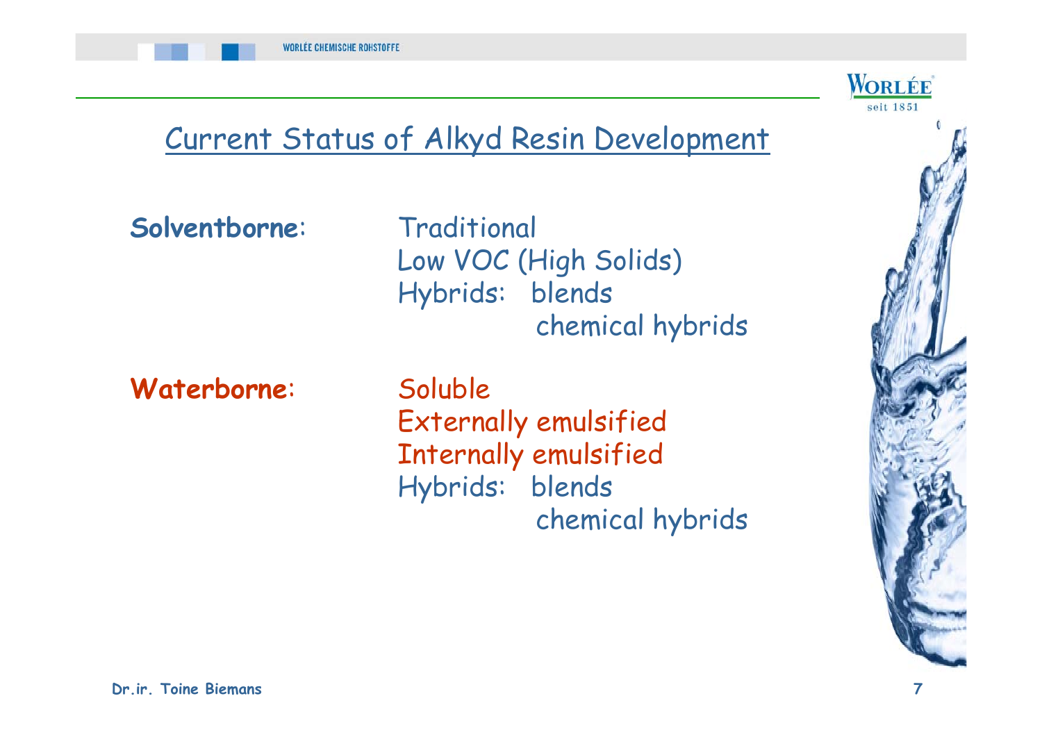# Current Status of Alkyd Resin Development

**Solventborne**:
- Traditional
- Low VOC (High Solids)
- Hybrids: blends
  - chemical hybrids

**Waterborne**:
- Soluble
- Externally emulsified
- Internally emulsified
- Hybrids: blends
  - chemical hybrids

Dr.ir. Toine Biemans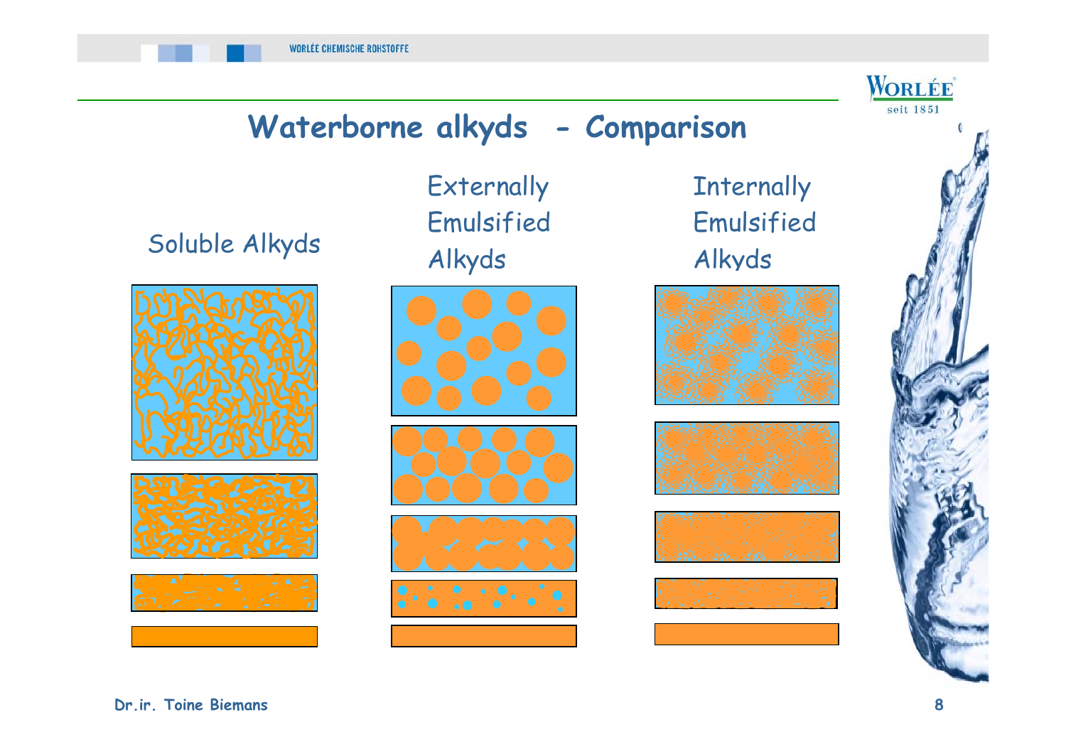# Waterborne alkyds - Comparison

Soluble Alkyds

Externally Emulsified Alkyds

Internally Emulsified Alkyds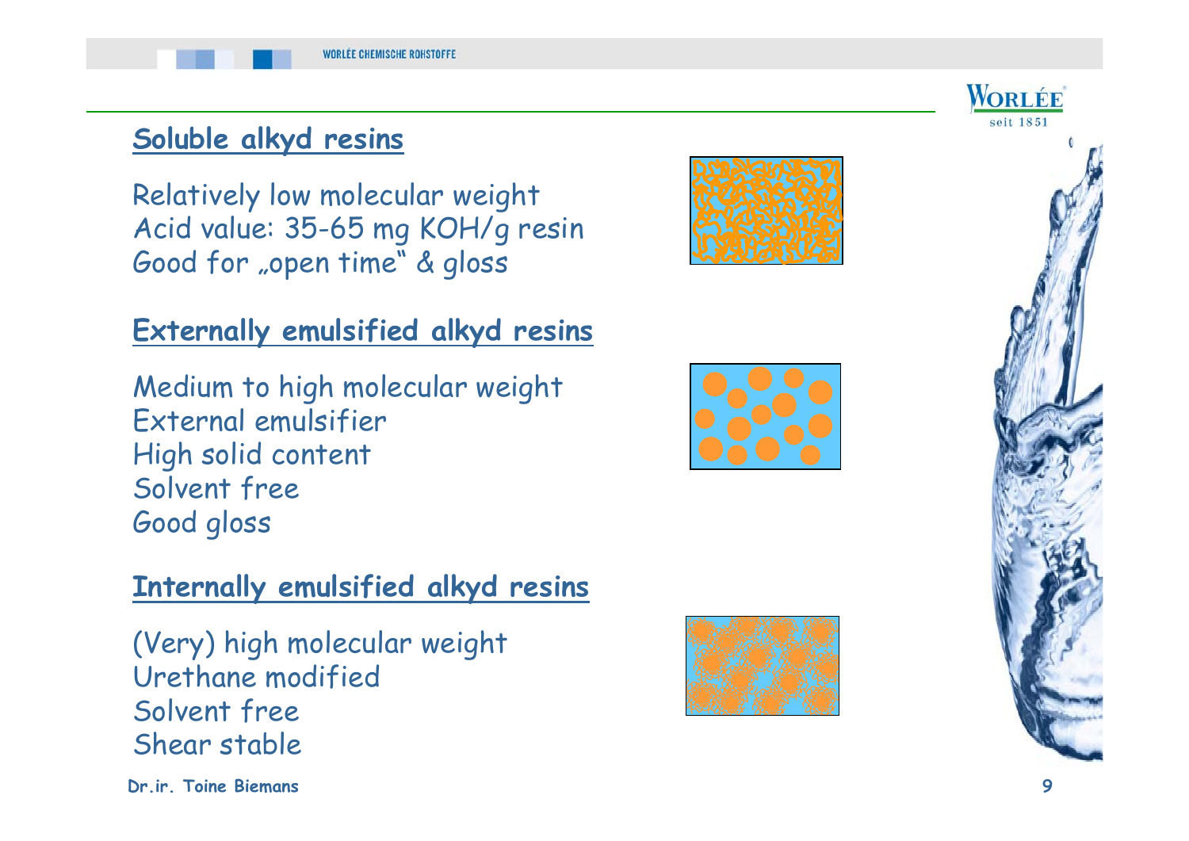## Soluble alkyd resins

Relatively low molecular weight
Acid value: 35-65 mg KOH/g resin
Good for „open time" & gloss

## Externally emulsified alkyd resins

Medium to high molecular weight
External emulsifier
High solid content
Solvent free
Good gloss

## Internally emulsified alkyd resins

(Very) high molecular weight
Urethane modified
Solvent free
Shear stable

Dr.ir. Toine Biemans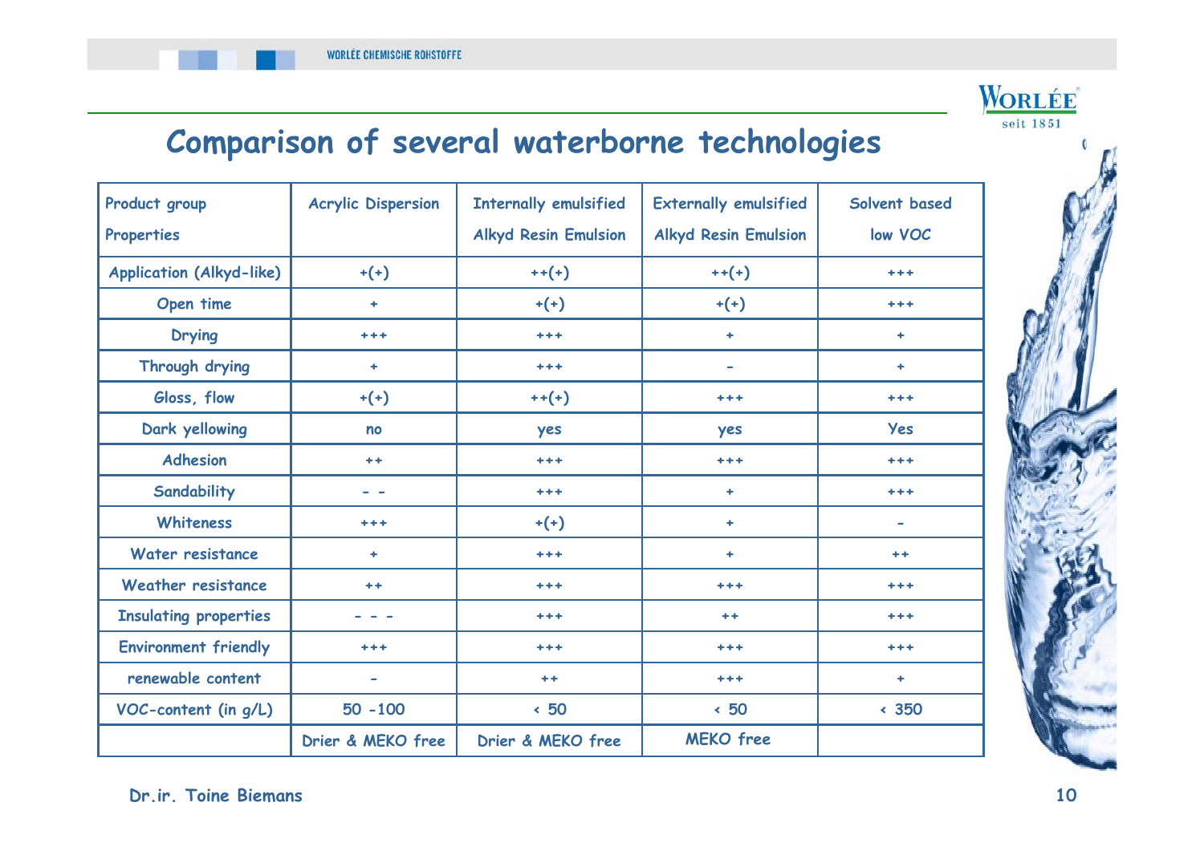# Comparison of several waterborne technologies

| Product group<br>Properties | Acrylic Dispersion | Internally emulsified Alkyd Resin Emulsion | Externally emulsified Alkyd Resin Emulsion | Solvent based low VOC |
|---|---|---|---|---|
| Application (Alkyd-like) | +(+) | ++(+) | ++(+) | +++ |
| Open time | + | +(+) | +(+) | +++ |
| Drying | +++ | +++ | + | + |
| Through drying | + | +++ | - | + |
| Gloss, flow | +(+) | ++(+) | +++ | +++ |
| Dark yellowing | no | yes | yes | Yes |
| Adhesion | ++ | +++ | +++ | +++ |
| Sandability | - - | +++ | + | +++ |
| Whiteness | +++ | +(+) | + | - |
| Water resistance | + | +++ | + | ++ |
| Weather resistance | ++ | +++ | +++ | +++ |
| Insulating properties | - - - | +++ | ++ | +++ |
| Environment friendly | +++ | +++ | +++ | +++ |
| renewable content | - | ++ | +++ | + |
| VOC-content (in g/L) | 50 -100 | < 50 | < 50 | < 350 |
| | Drier & MEKO free | Drier & MEKO free | MEKO free | |

Dr.ir. Toine Biemans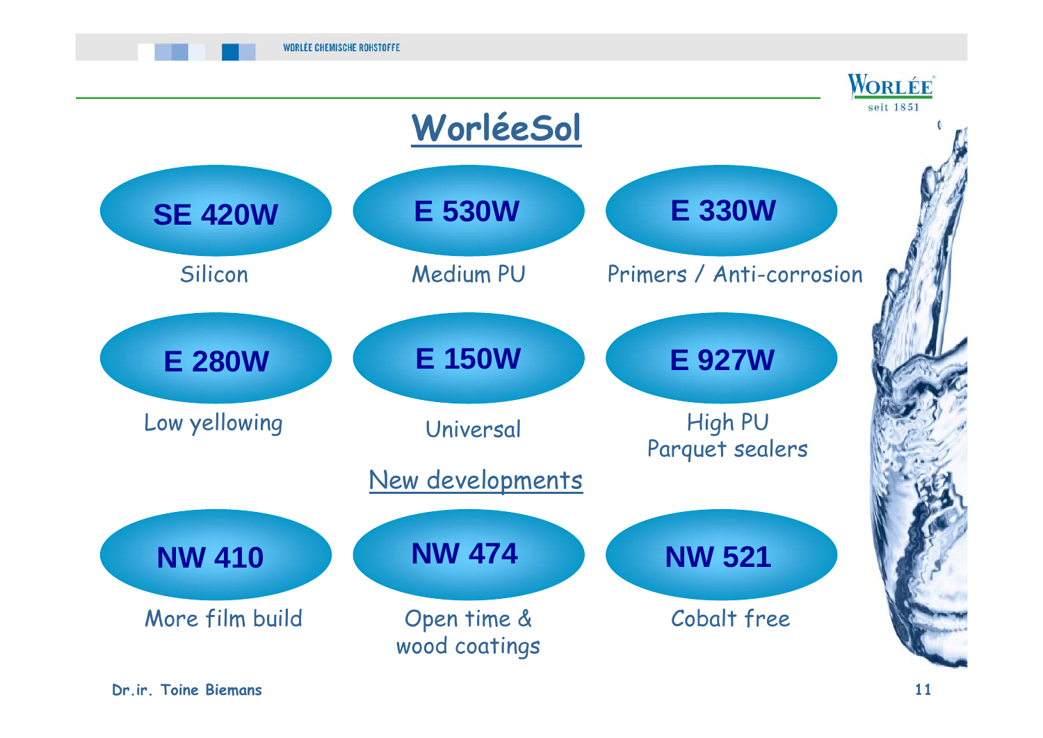# WorléeSol

**SE 420W**

Silicon

**E 530W**

Medium PU

**E 330W**

Primers / Anti-corrosion

**E 280W**

Low yellowing

**E 150W**

Universal

**E 927W**

High PU
Parquet sealers

## New developments

**NW 410**

More film build

**NW 474**

Open time &
wood coatings

**NW 521**

Cobalt free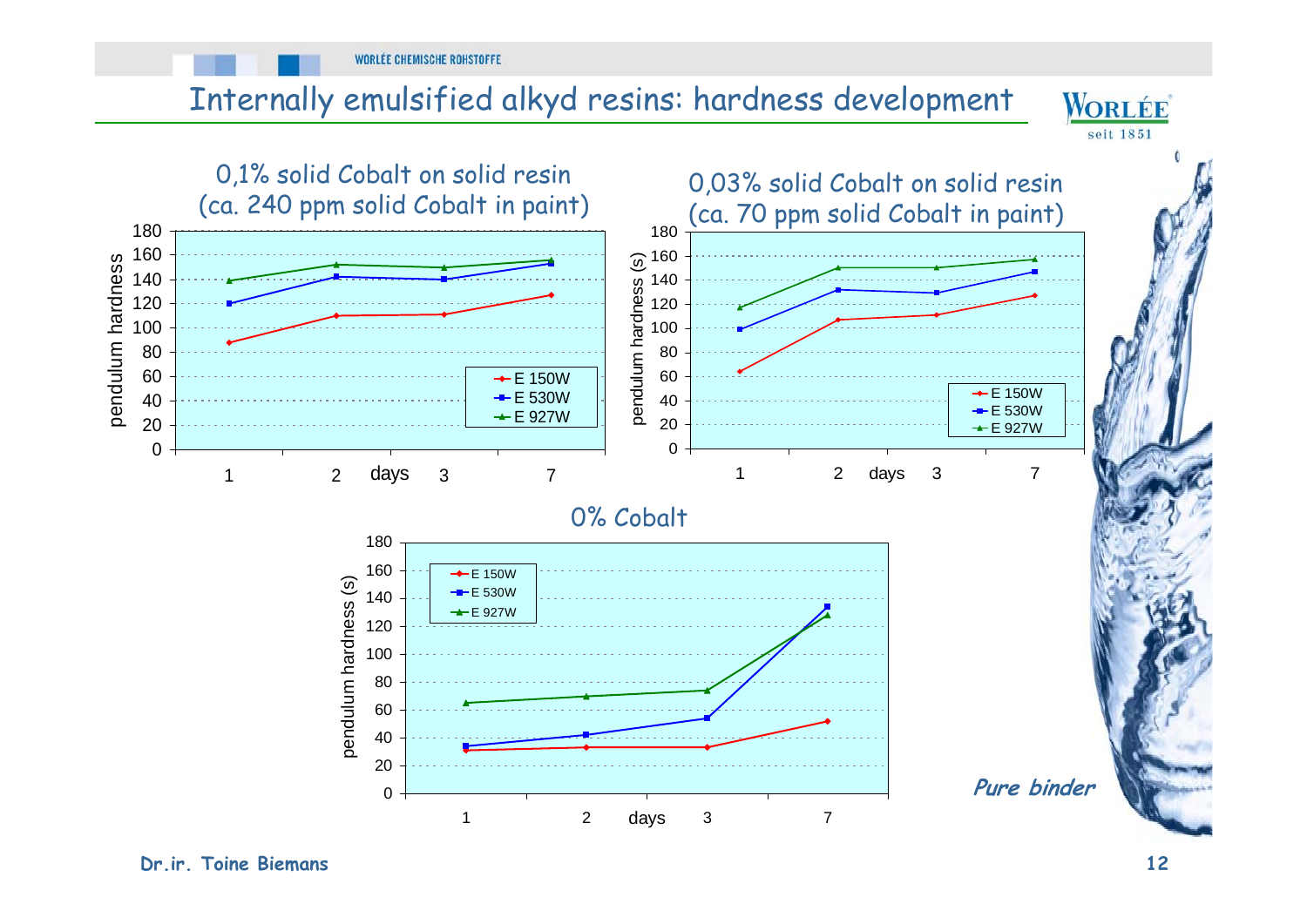# Internally emulsified alkyd resins: hardness development

### 0,1% solid Cobalt on solid resin (ca. 240 ppm solid Cobalt in paint)

### 0,03% solid Cobalt on solid resin (ca. 70 ppm solid Cobalt in paint)

### 0% Cobalt

*Pure binder*

Dr.ir. Toine Biemans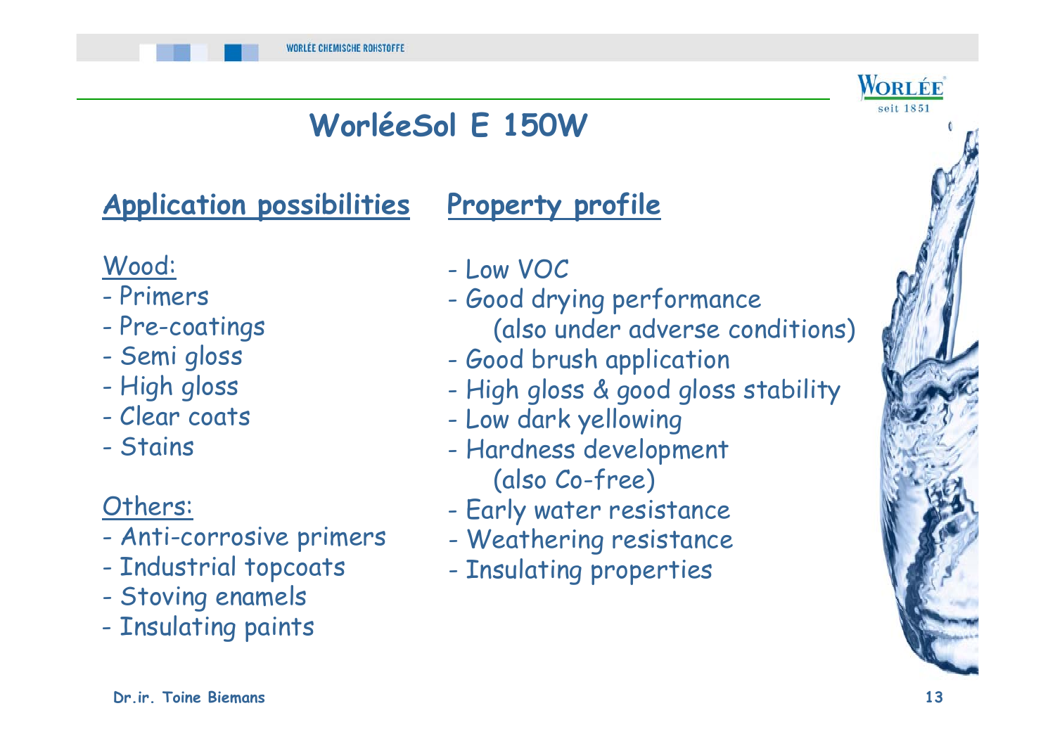# WorléeSol E 150W

## Application possibilities

Wood:

- Primers
- Pre-coatings
- Semi gloss
- High gloss
- Clear coats
- Stains

Others:

- Anti-corrosive primers
- Industrial topcoats
- Stoving enamels
- Insulating paints

## Property profile

- Low VOC
- Good drying performance (also under adverse conditions)
- Good brush application
- High gloss & good gloss stability
- Low dark yellowing
- Hardness development (also Co-free)
- Early water resistance
- Weathering resistance
- Insulating properties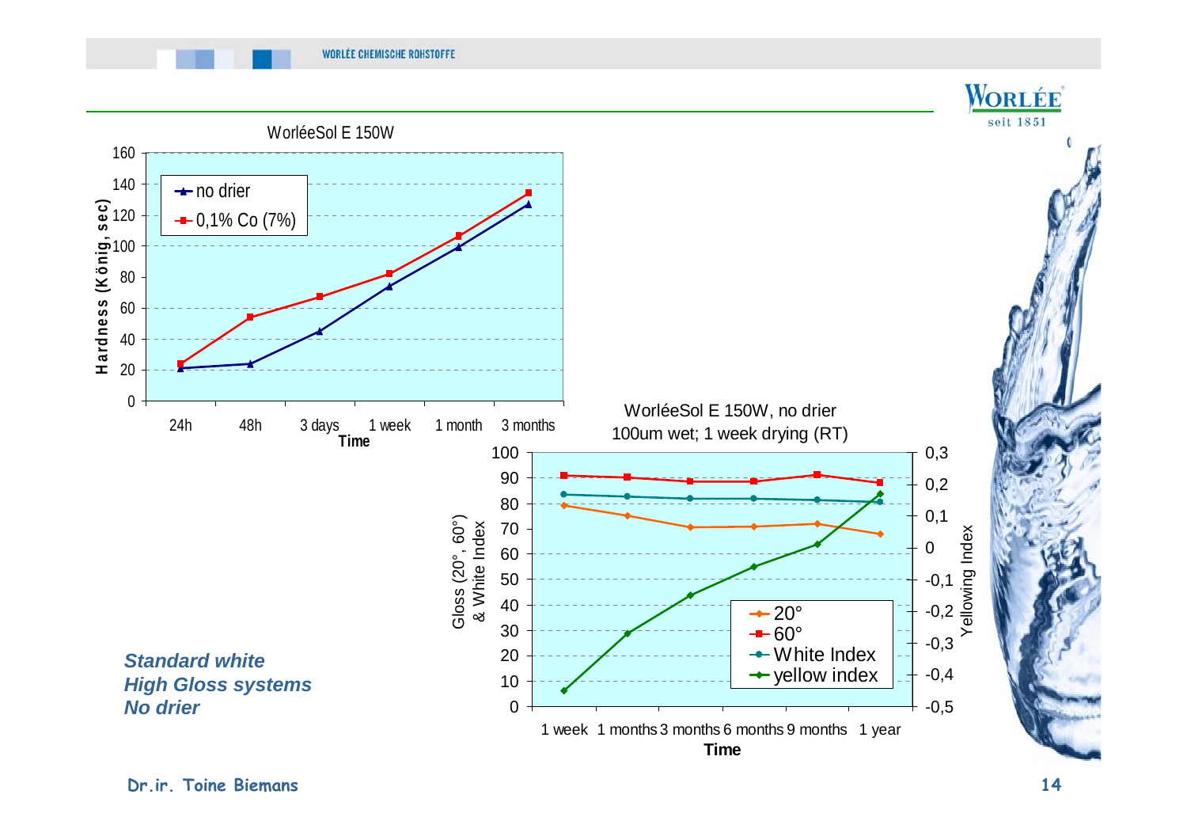## WorléeSol E 150W

| Time | no drier | 0,1% Co (7%) |
|---|---|---|
| 24h | 21 | 24 |
| 48h | 24 | 54 |
| 3 days | 45 | 67 |
| 1 week | 74 | 82 |
| 1 month | 99 | 106 |
| 3 months | 127 | 134 |

Hardness (König, sec) vs. Time

## WorléeSol E 150W, no drier

100um wet; 1 week drying (RT)

| Time | 20° | 60° | White Index | yellow index |
|---|---|---|---|---|
| 1 week | 79 | 91 | 83 | -0,45 |
| 1 months | 75 | 90 | 83 | -0,27 |
| 3 months | 71 | 89 | 82 | -0,15 |
| 6 months | 71 | 89 | 82 | -0,06 |
| 9 months | 72 | 91 | 81 | 0,01 |
| 1 year | 68 | 88 | 80 | 0,17 |

Gloss (20°, 60°) & White Index / Yellowing Index vs. Time

***Standard white***
***High Gloss systems***
***No drier***

Dr.ir. Toine Biemans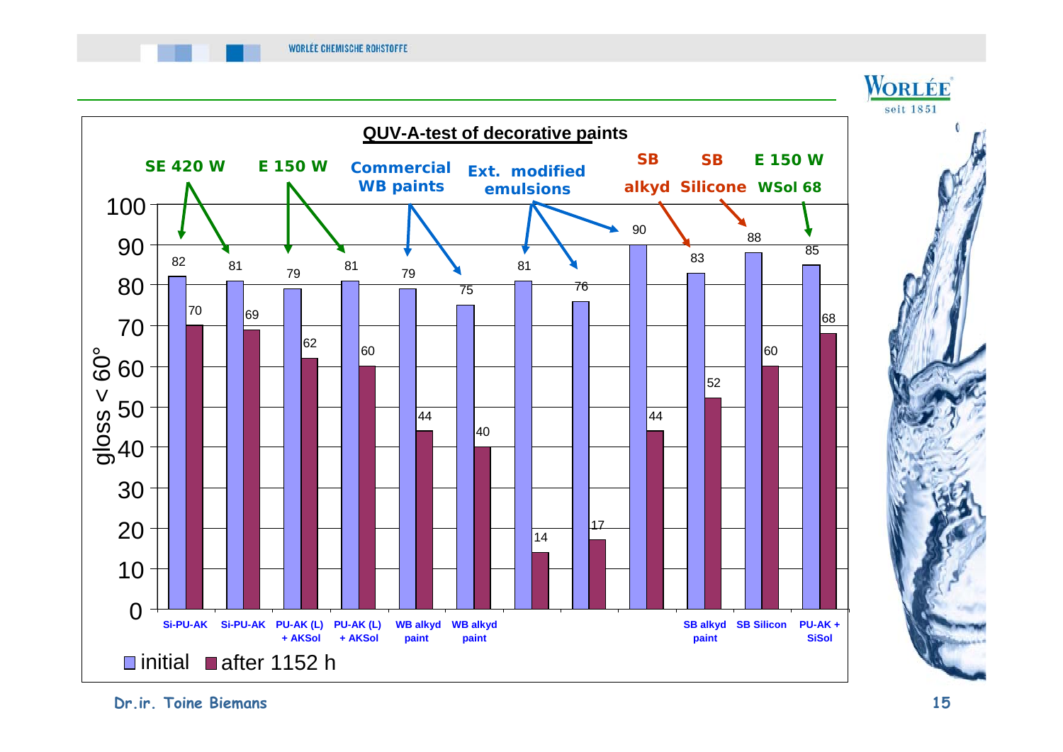## QUV-A-test of decorative paints

| Group | Paint | initial (gloss < 60°) | after 1152 h (gloss < 60°) |
|---|---|---|---|
| SE 420 W | Si-PU-AK | 82 | 70 |
| SE 420 W | Si-PU-AK | 81 | 69 |
| E 150 W | PU-AK (L) + AKSol | 79 | 62 |
| E 150 W | PU-AK (L) + AKSol | 81 | 60 |
| Commercial WB paints | WB alkyd paint | 79 | 44 |
| Commercial WB paints | WB alkyd paint | 75 | 40 |
| Ext. modified emulsions | | 81 | 14 |
| Ext. modified emulsions | | 76 | 17 |
| Ext. modified emulsions | | 90 | 44 |
| SB alkyd | SB alkyd paint | 83 | 52 |
| SB Silicone | SB Silicon | 88 | 60 |
| E 150 W WSol 68 | PU-AK + SiSol | 85 | 68 |

Dr.ir. Toine Biemans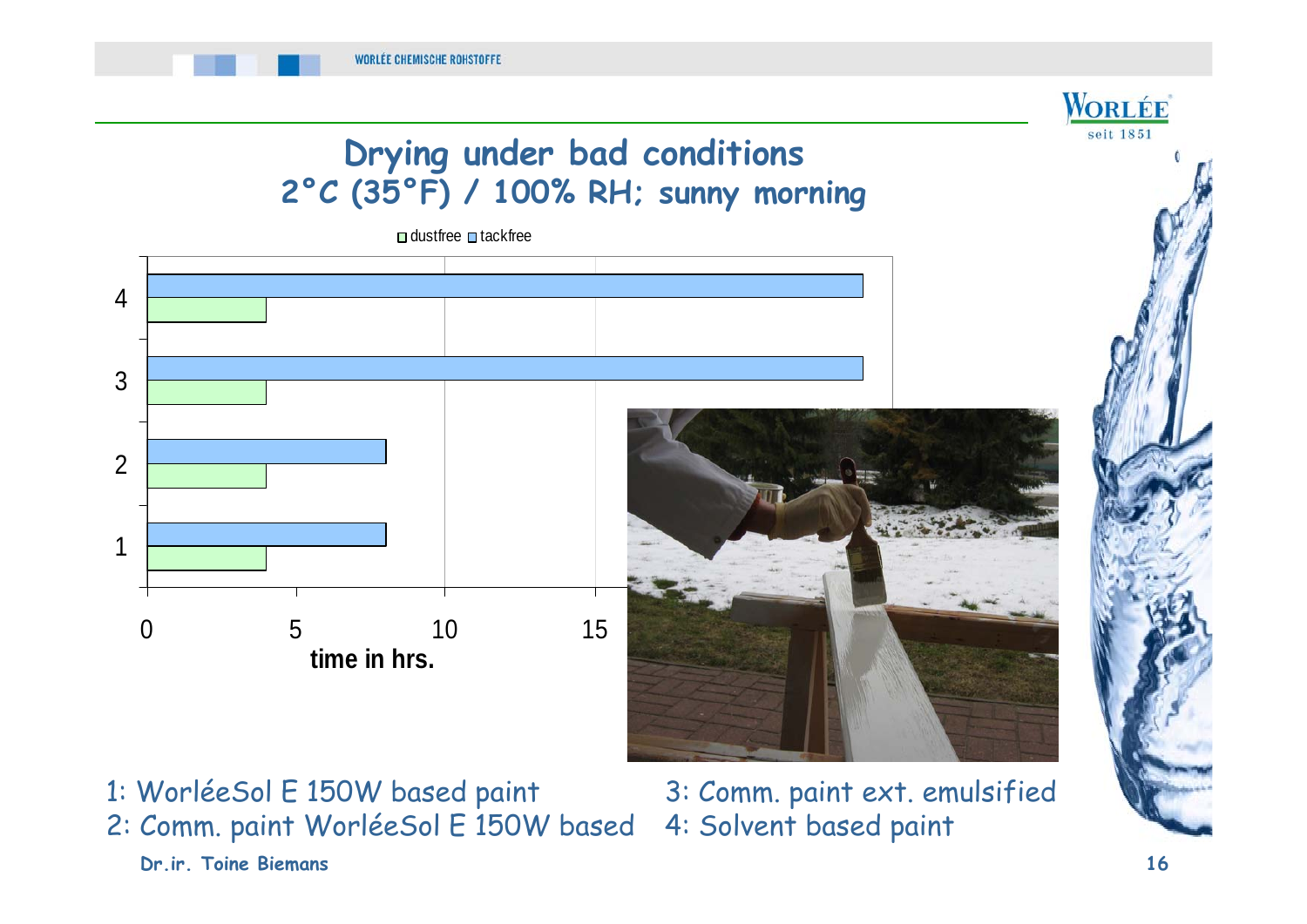# Drying under bad conditions

## 2°C (35°F) / 100% RH; sunny morning

| Sample | dustfree (hrs) | tackfree (hrs) |
|---|---|---|
| 4 | 4 | 24 |
| 3 | 4 | 24 |
| 2 | 4 | 8 |
| 1 | 4 | 8 |

time in hrs.

1: WorléeSol E 150W based paint

2: Comm. paint WorléeSol E 150W based

3: Comm. paint ext. emulsified

4: Solvent based paint

Dr.ir. Toine Biemans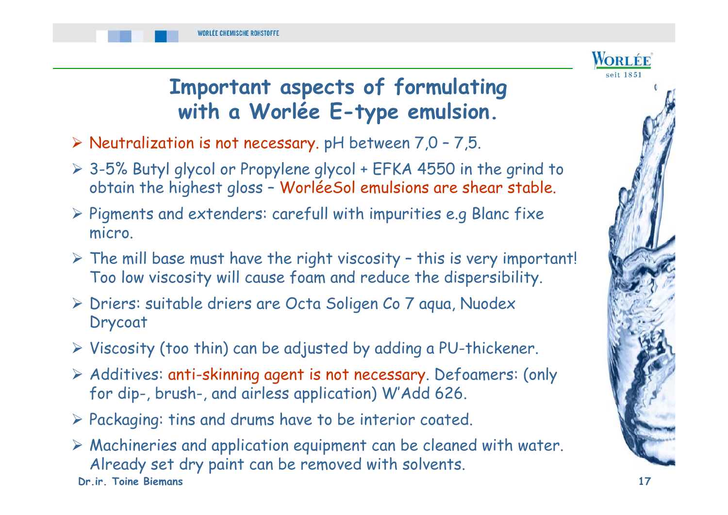# Important aspects of formulating with a Worlée E-type emulsion.

- Neutralization is not necessary. pH between 7,0 – 7,5.
- 3-5% Butyl glycol or Propylene glycol + EFKA 4550 in the grind to obtain the highest gloss – WorléeSol emulsions are shear stable.
- Pigments and extenders: carefull with impurities e.g Blanc fixe micro.
- The mill base must have the right viscosity – this is very important! Too low viscosity will cause foam and reduce the dispersibility.
- Driers: suitable driers are Octa Soligen Co 7 aqua, Nuodex Drycoat
- Viscosity (too thin) can be adjusted by adding a PU-thickener.
- Additives: anti-skinning agent is not necessary. Defoamers: (only for dip-, brush-, and airless application) W'Add 626.
- Packaging: tins and drums have to be interior coated.
- Machineries and application equipment can be cleaned with water. Already set dry paint can be removed with solvents.

Dr.ir. Toine Biemans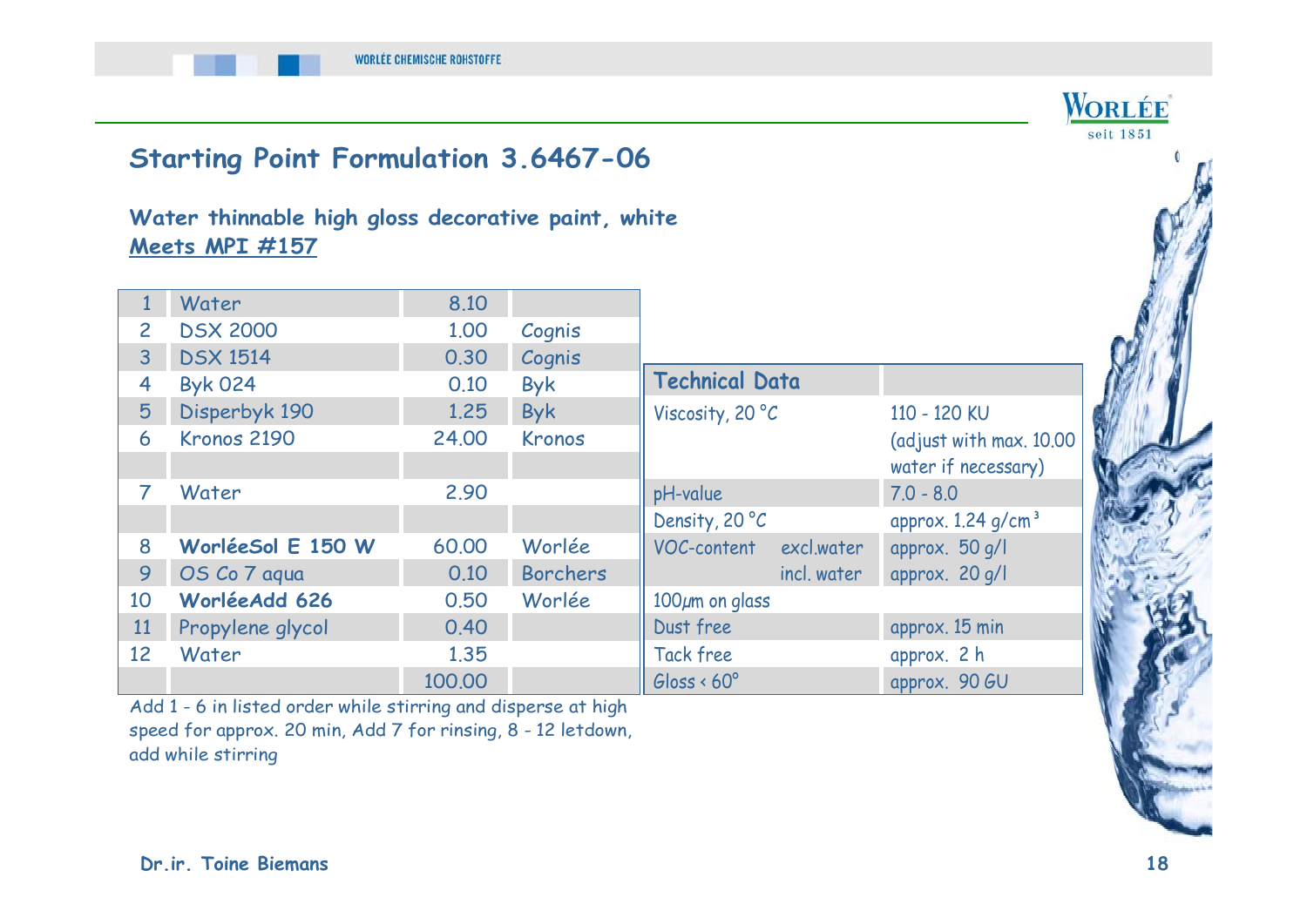## Starting Point Formulation 3.6467-06

### Water thinnable high gloss decorative paint, white

**Meets MPI #157**

| | | | |
|---|---|---|---|
| 1 | Water | 8.10 | |
| 2 | DSX 2000 | 1.00 | Cognis |
| 3 | DSX 1514 | 0.30 | Cognis |
| 4 | Byk 024 | 0.10 | Byk |
| 5 | Disperbyk 190 | 1.25 | Byk |
| 6 | Kronos 2190 | 24.00 | Kronos |
| | | | |
| 7 | Water | 2.90 | |
| | | | |
| 8 | **WorléeSol E 150 W** | 60.00 | Worlée |
| 9 | OS Co 7 aqua | 0.10 | Borchers |
| 10 | **WorléeAdd 626** | 0.50 | Worlée |
| 11 | Propylene glycol | 0.40 | |
| 12 | Water | 1.35 | |
| | | 100.00 | |

Add 1 - 6 in listed order while stirring and disperse at high speed for approx. 20 min, Add 7 for rinsing, 8 - 12 letdown, add while stirring

| Technical Data | | |
|---|---|---|
| Viscosity, 20 °C | | 110 - 120 KU (adjust with max. 10.00 water if necessary) |
| pH-value | | 7.0 - 8.0 |
| Density, 20 °C | | approx. 1.24 g/cm³ |
| VOC-content | excl.water | approx. 50 g/l |
| | incl. water | approx. 20 g/l |
| 100µm on glass | | |
| Dust free | | approx. 15 min |
| Tack free | | approx. 2 h |
| Gloss < 60° | | approx. 90 GU |

Dr.ir. Toine Biemans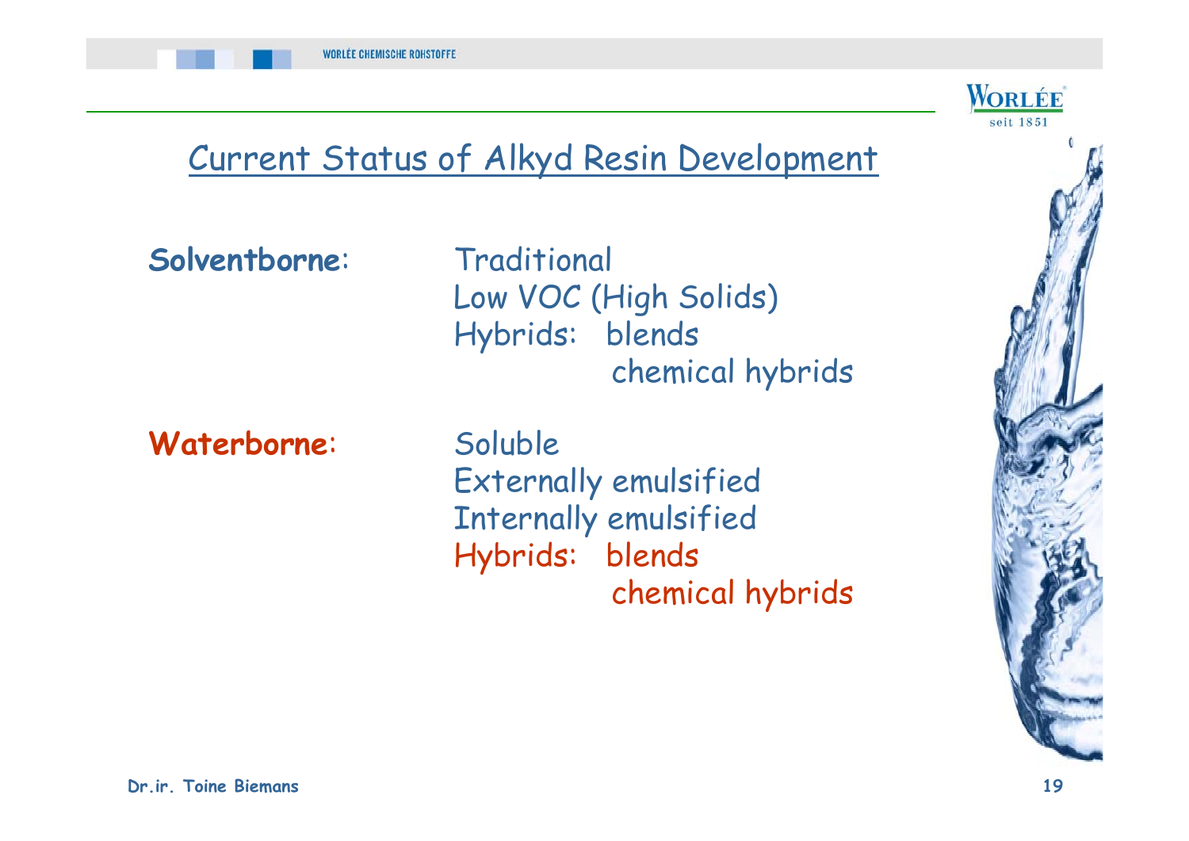## Current Status of Alkyd Resin Development

**Solventborne**:

- Traditional
- Low VOC (High Solids)
- Hybrids: blends
  - chemical hybrids

**Waterborne**:

- Soluble
- Externally emulsified
- Internally emulsified
- Hybrids: blends
  - chemical hybrids

Dr.ir. Toine Biemans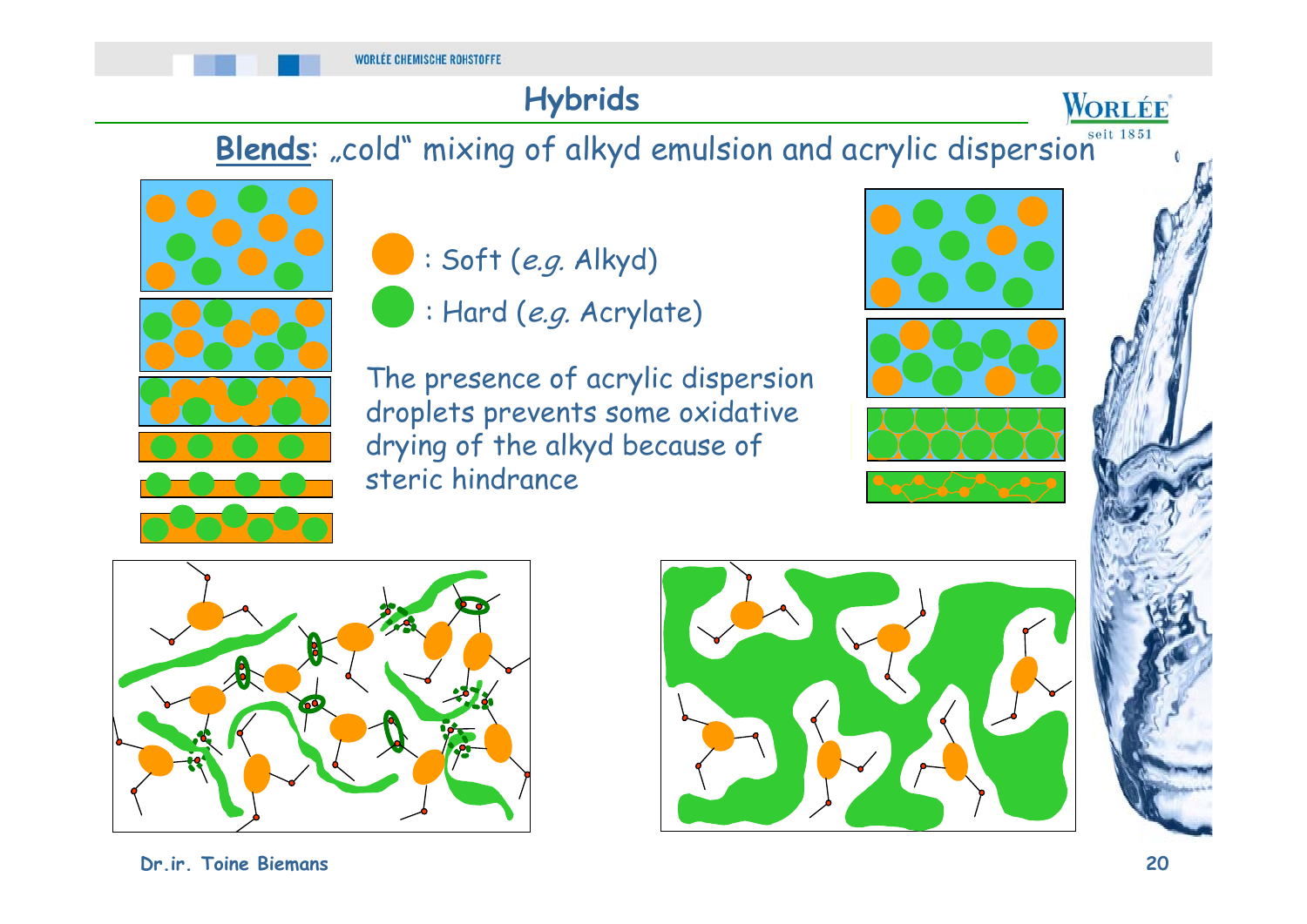# Hybrids

**Blends**: „cold“ mixing of alkyd emulsion and acrylic dispersion

: Soft (*e.g.* Alkyd)

: Hard (*e.g.* Acrylate)

The presence of acrylic dispersion droplets prevents some oxidative drying of the alkyd because of steric hindrance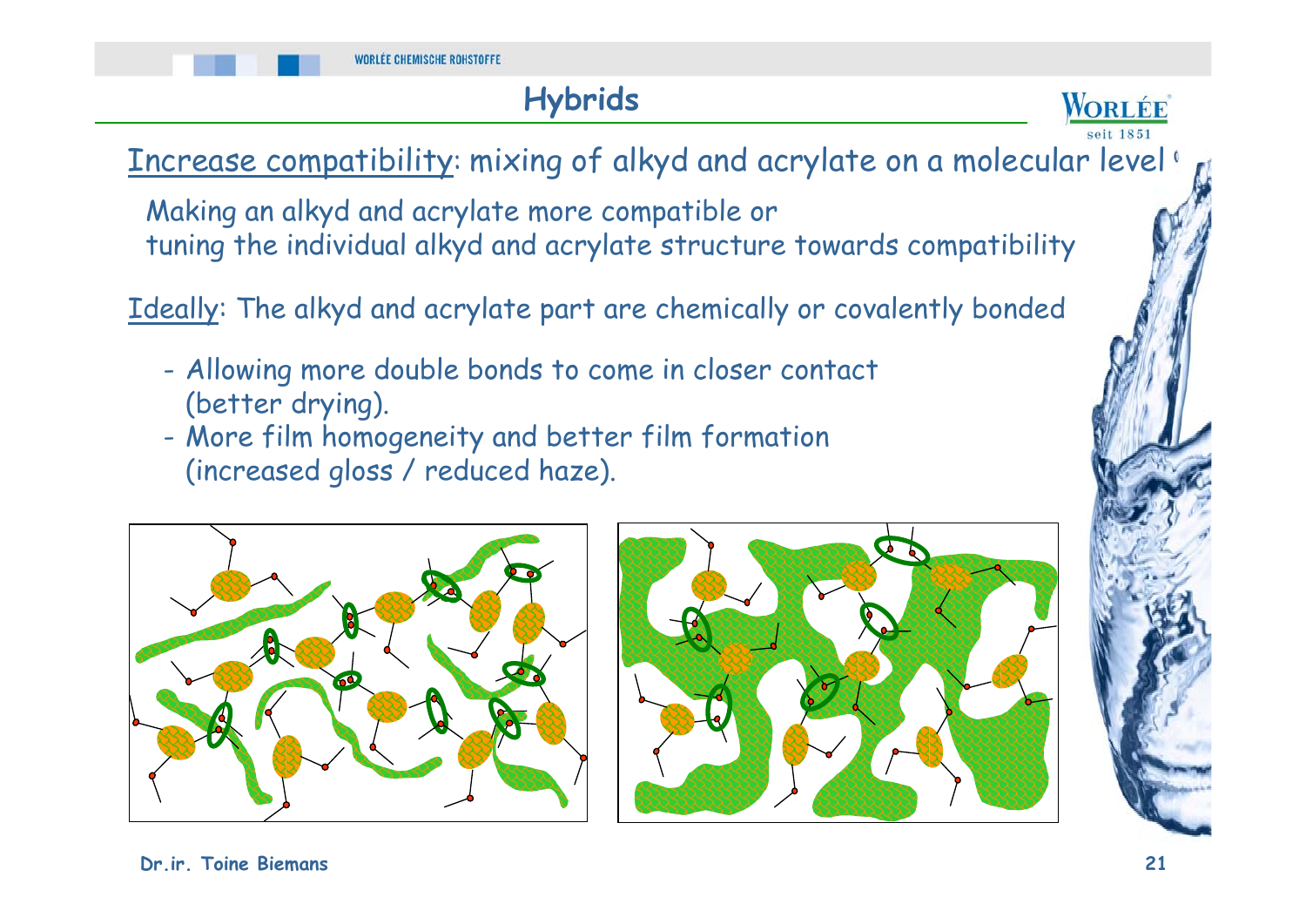# Hybrids

Increase compatibility: mixing of alkyd and acrylate on a molecular level

Making an alkyd and acrylate more compatible or
tuning the individual alkyd and acrylate structure towards compatibility

Ideally: The alkyd and acrylate part are chemically or covalently bonded

- Allowing more double bonds to come in closer contact (better drying).
- More film homogeneity and better film formation (increased gloss / reduced haze).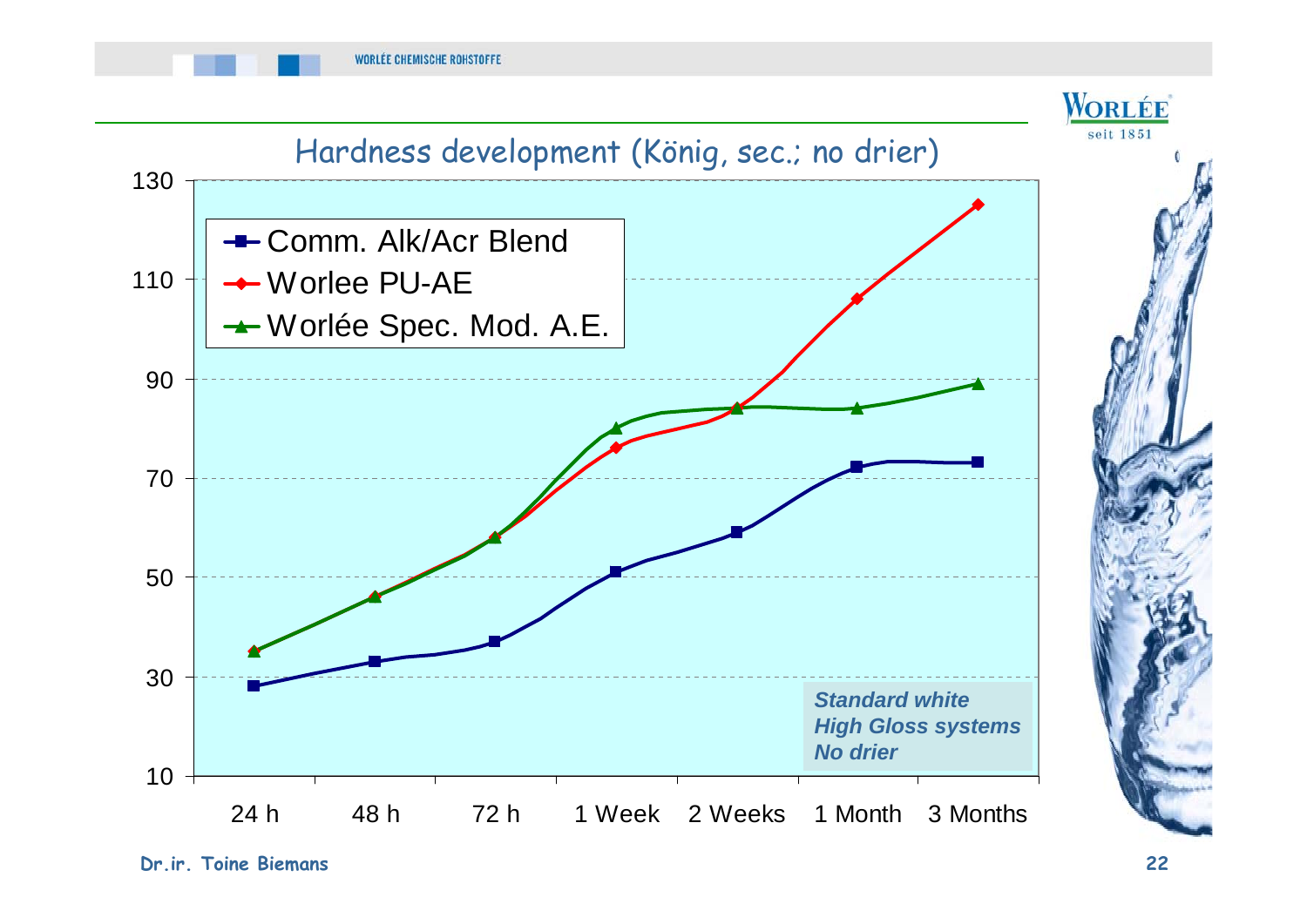## Hardness development (König, sec.; no drier)

| | 24 h | 48 h | 72 h | 1 Week | 2 Weeks | 1 Month | 3 Months |
|---|---|---|---|---|---|---|---|
| Comm. Alk/Acr Blend | 28 | 33 | 37 | 51 | 59 | 72 | 73 |
| Worlee PU-AE | 35 | 46 | 58 | 76 | 84 | 106 | 125 |
| Worlée Spec. Mod. A.E. | 35 | 46 | 58 | 80 | 84 | 84 | 89 |

*Standard white*
*High Gloss systems*
*No drier*

Dr.ir. Toine Biemans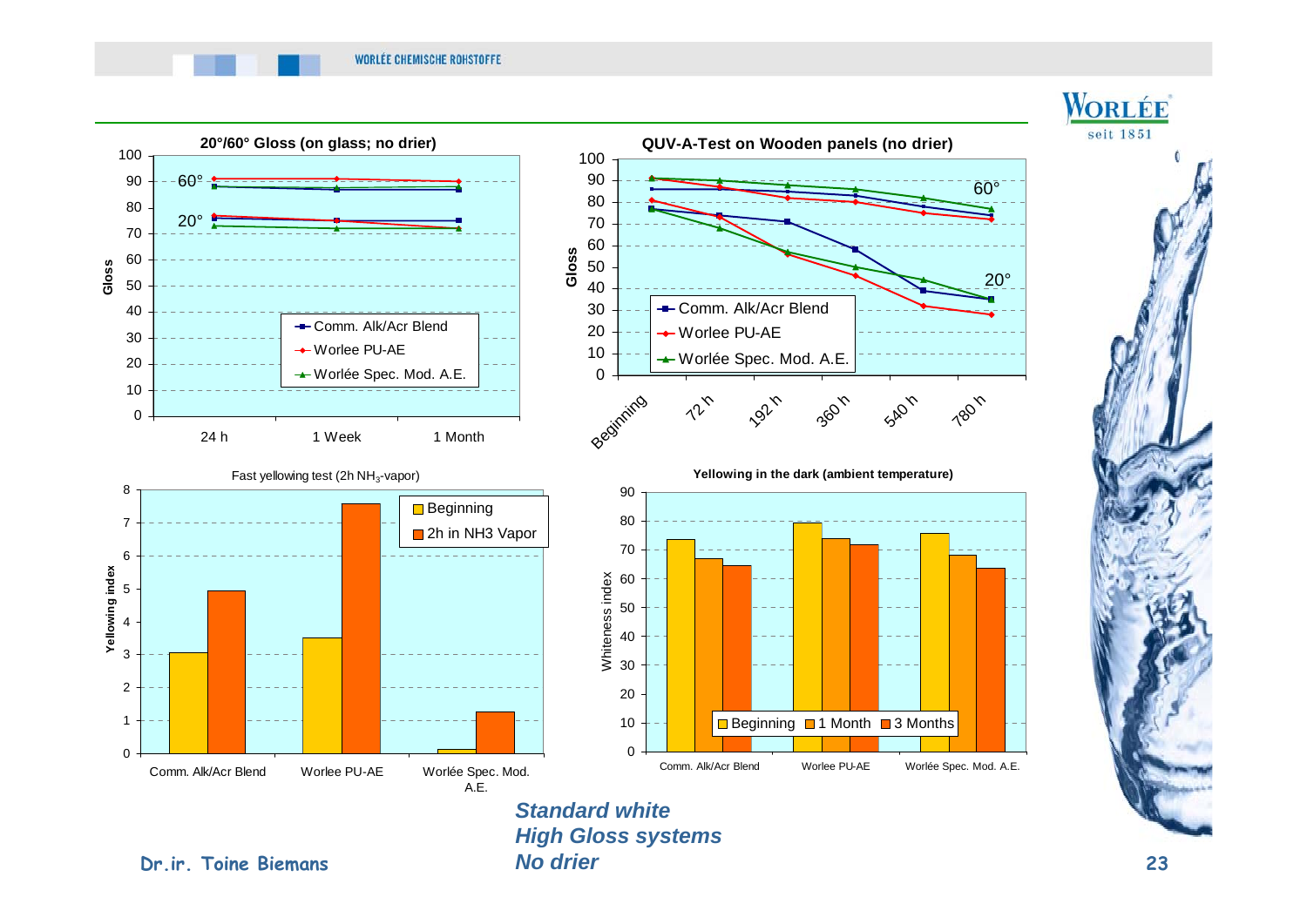20°/60° Gloss (on glass; no drier)

QUV-A-Test on Wooden panels (no drier)

Fast yellowing test (2h $NH_3$-vapor)

Yellowing in the dark (ambient temperature)

*Standard white*
*High Gloss systems*
*No drier*

Dr.ir. Toine Biemans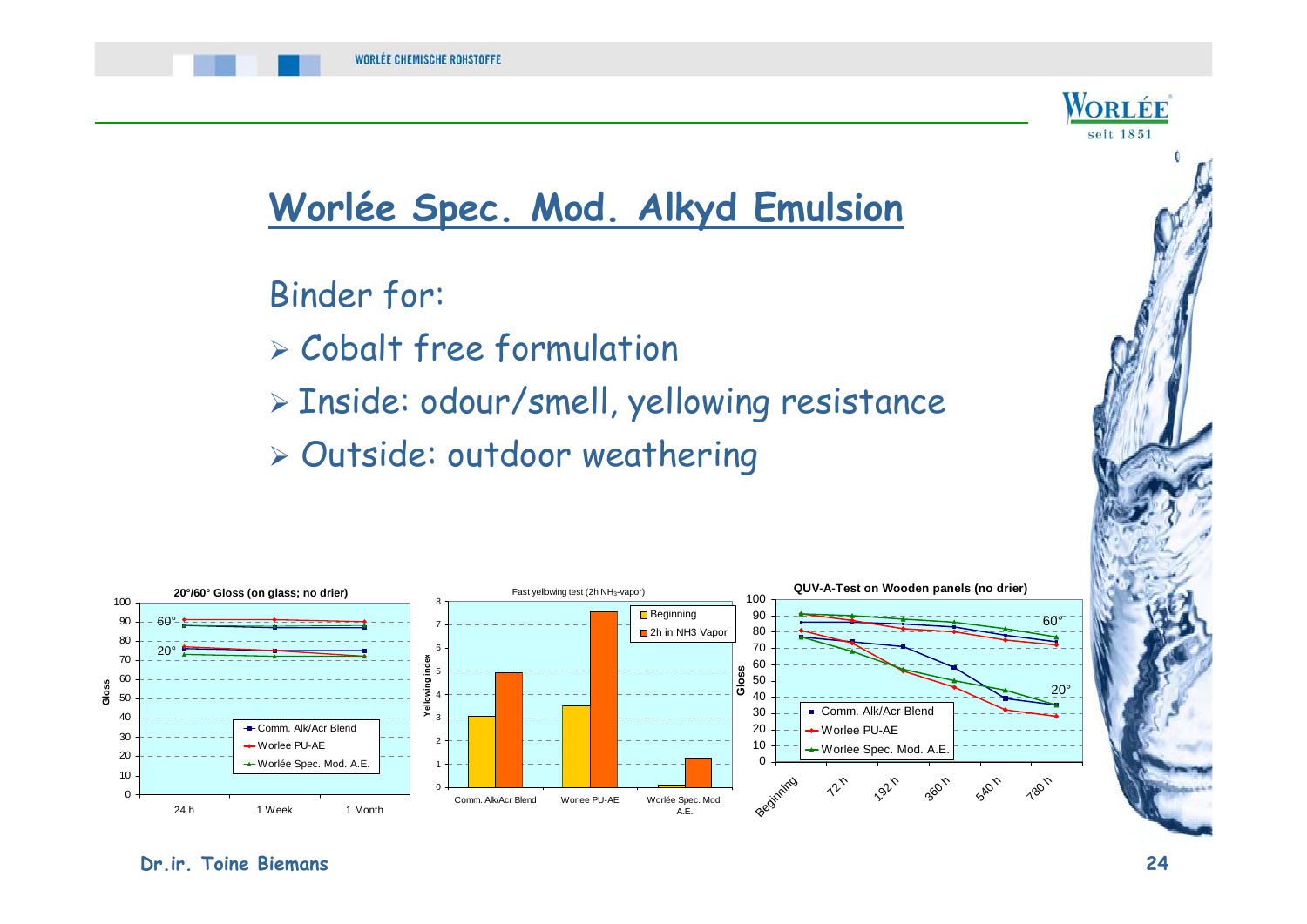# Worlée Spec. Mod. Alkyd Emulsion

Binder for:

- Cobalt free formulation
- Inside: odour/smell, yellowing resistance
- Outside: outdoor weathering

**20°/60° Gloss (on glass; no drier)**

Gloss: 0–100; 60° and 20° curves at 24 h, 1 Week, 1 Month

- Comm. Alk/Acr Blend
- Worlee PU-AE
- Worlée Spec. Mod. A.E.

Fast yellowing test (2h $NH_3$-vapor)

Yellowing index: 0–8

- Beginning
- 2h in NH3 Vapor

Comm. Alk/Acr Blend | Worlee PU-AE | Worlée Spec. Mod. A.E.

**QUV-A-Test on Wooden panels (no drier)**

Gloss: 0–100; 60° and 20° curves at Beginning, 72 h, 192 h, 360 h, 540 h, 780 h

- Comm. Alk/Acr Blend
- Worlee PU-AE
- Worlée Spec. Mod. A.E.

Dr.ir. Toine Biemans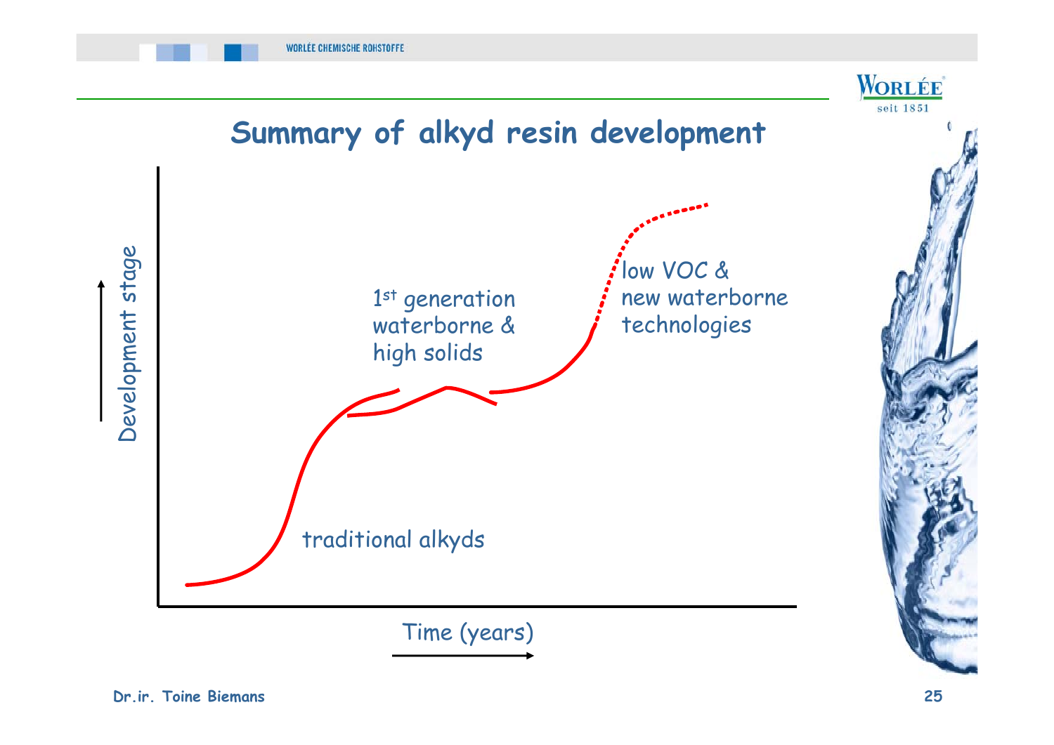# Summary of alkyd resin development

Development stage

traditional alkyds

1st generation waterborne & high solids

low VOC & new waterborne technologies

Time (years)

Dr.ir. Toine Biemans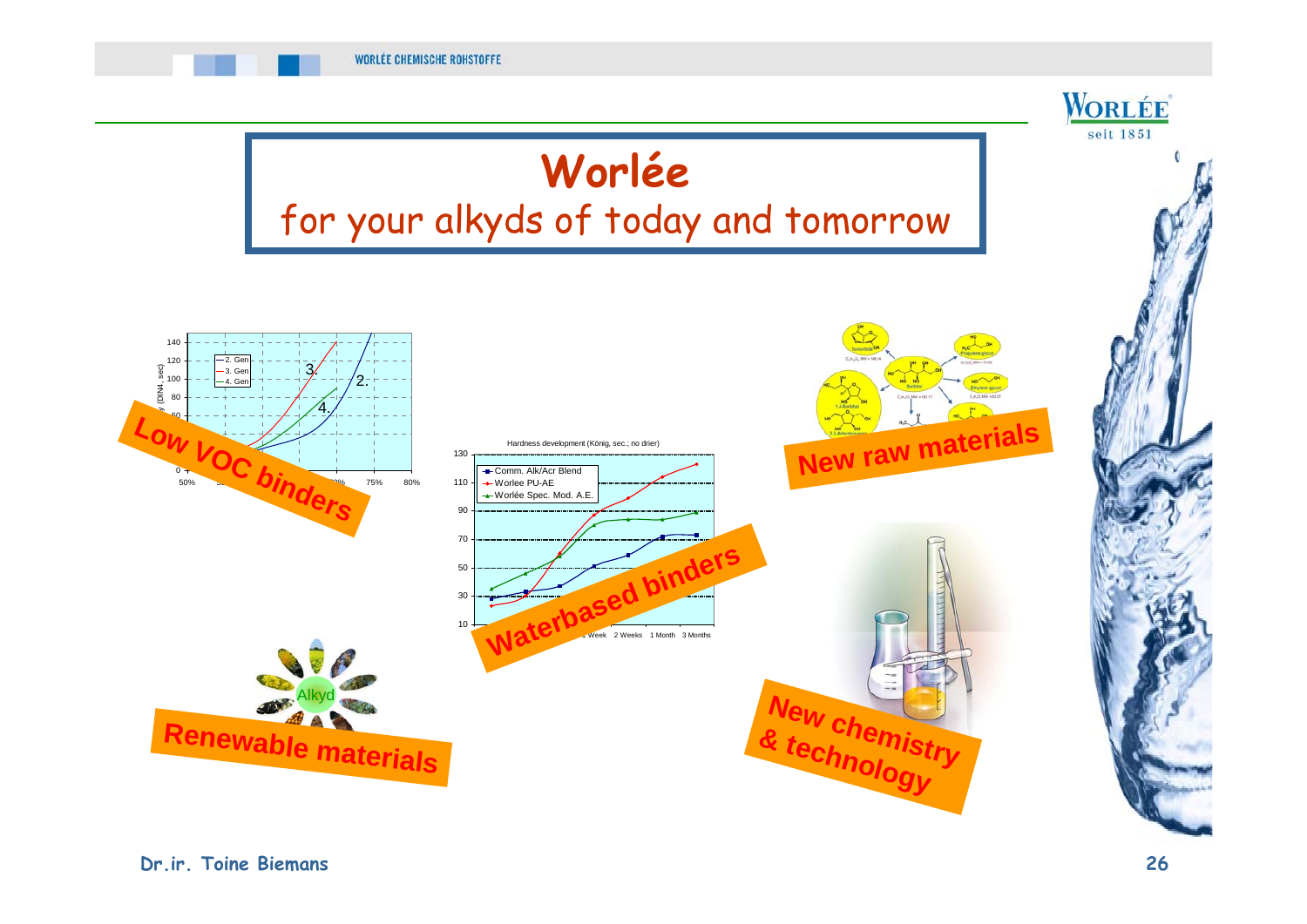# Worlée

## for your alkyds of today and tomorrow

**Low VOC binders**

**Waterbased binders**

**New raw materials**

**Renewable materials**

**New chemistry & technology**

Dr.ir. Toine Biemans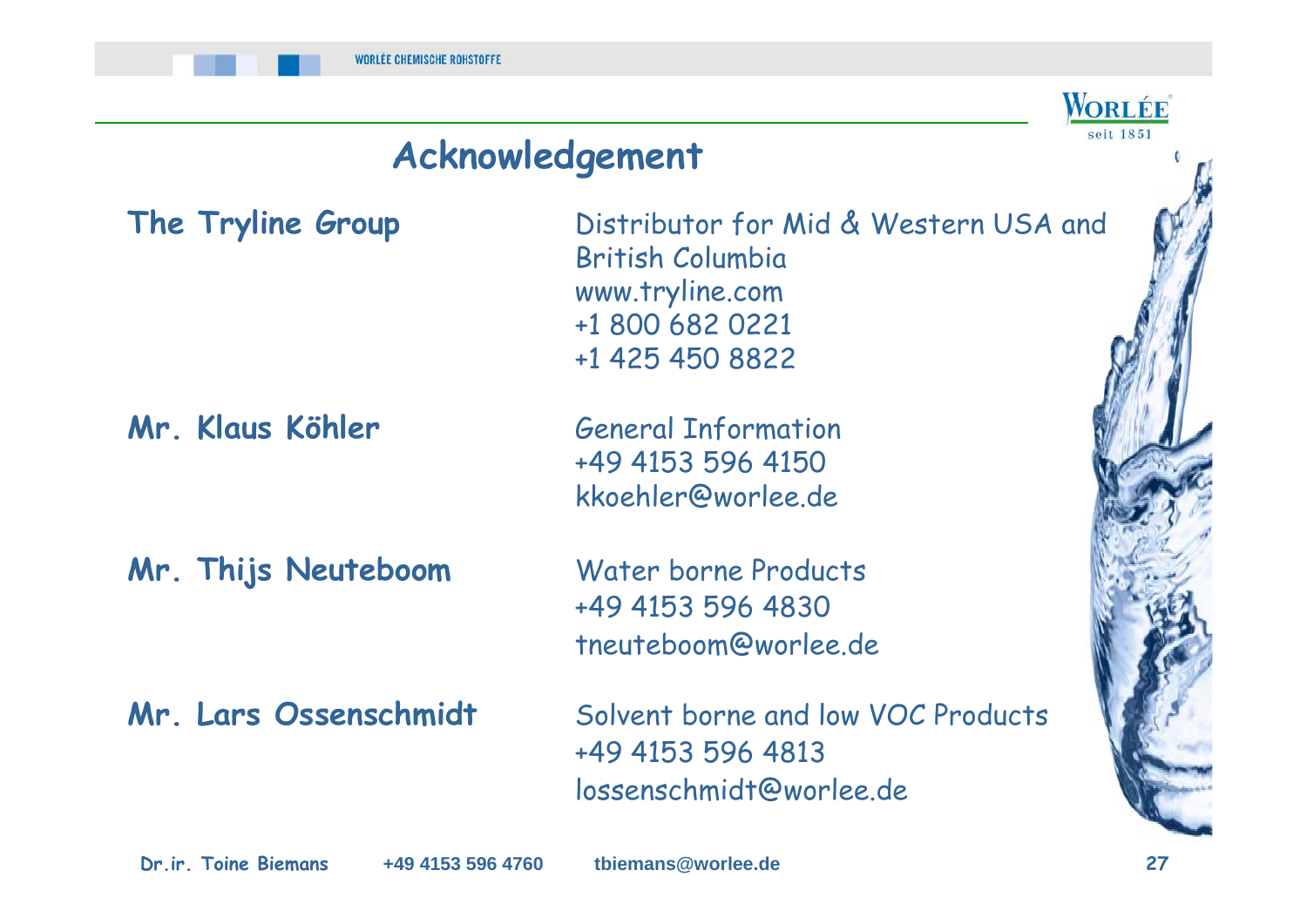## Acknowledgement

**The Tryline Group**

Distributor for Mid & Western USA and British Columbia
www.tryline.com
+1 800 682 0221
+1 425 450 8822

**Mr. Klaus Köhler**

General Information
+49 4153 596 4150
kkoehler@worlee.de

**Mr. Thijs Neuteboom**

Water borne Products
+49 4153 596 4830
tneuteboom@worlee.de

**Mr. Lars Ossenschmidt**

Solvent borne and low VOC Products
+49 4153 596 4813
lossenschmidt@worlee.de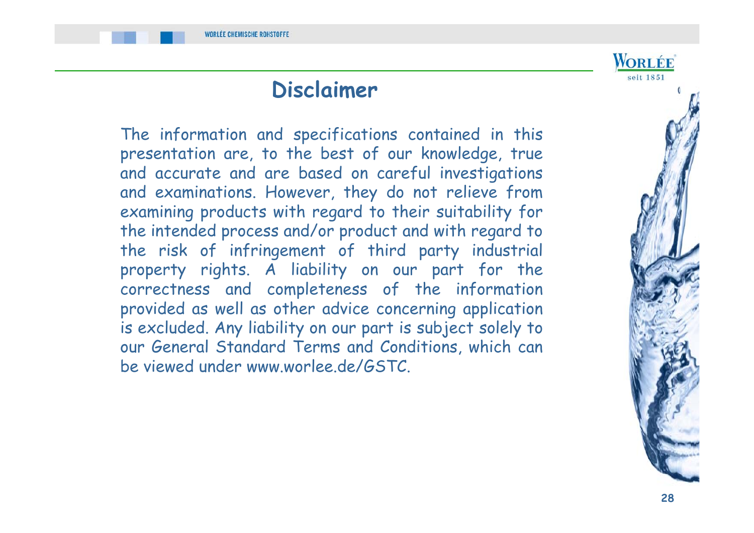# Disclaimer

The information and specifications contained in this presentation are, to the best of our knowledge, true and accurate and are based on careful investigations and examinations. However, they do not relieve from examining products with regard to their suitability for the intended process and/or product and with regard to the risk of infringement of third party industrial property rights. A liability on our part for the correctness and completeness of the information provided as well as other advice concerning application is excluded. Any liability on our part is subject solely to our General Standard Terms and Conditions, which can be viewed under www.worlee.de/GSTC.